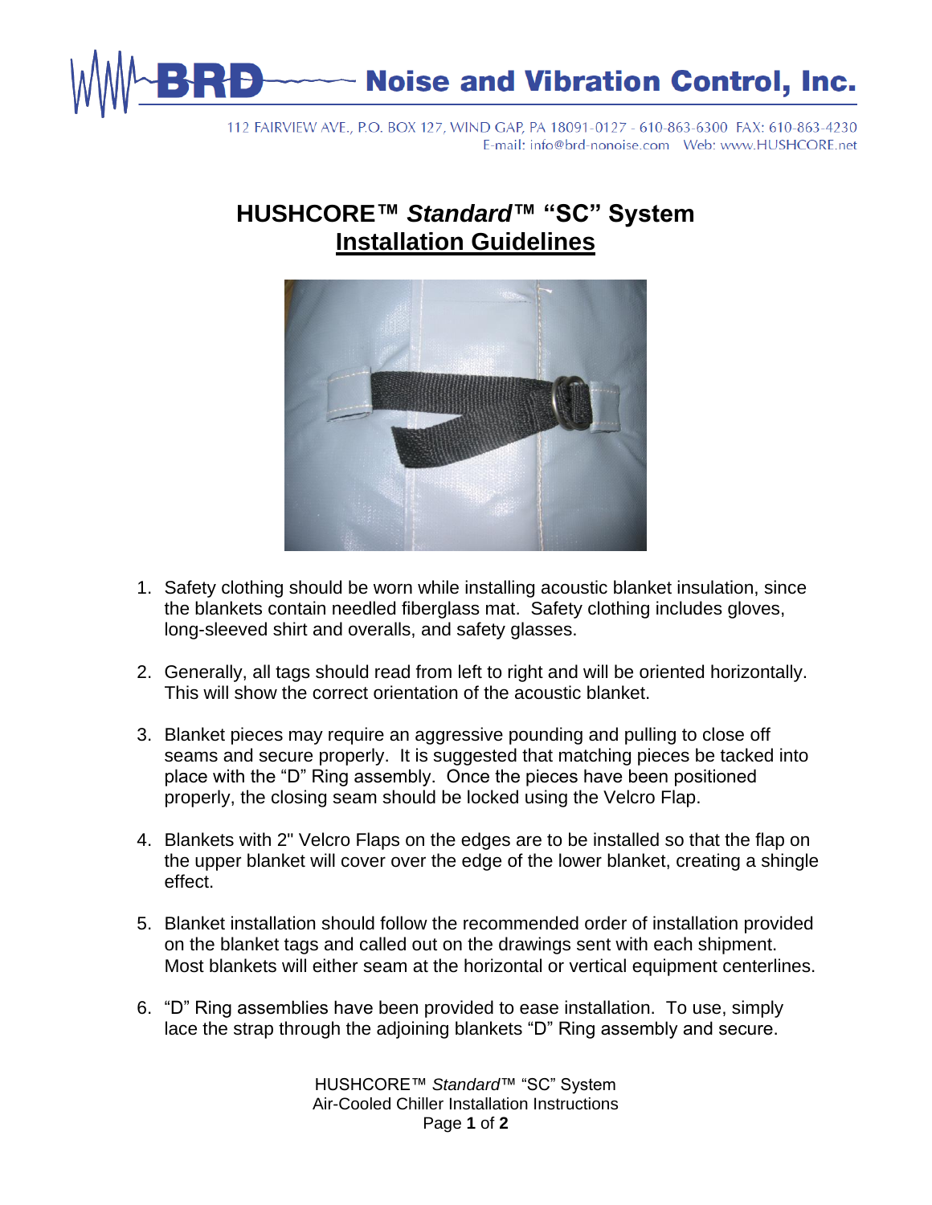**BRD Noise and Vibration Control, Inc.**

112 FAIRVIEW AVE., P.O. BOX 127, WIND GAP, PA 18091-0127 - 610-863-6300 FAX: 610-863-4230
E-mail: info@brd-nonoise.com Web: www.HUSHCORE.net

# HUSHCORE™ *Standard*™ "SC" System

## Installation Guidelines

1. Safety clothing should be worn while installing acoustic blanket insulation, since the blankets contain needled fiberglass mat. Safety clothing includes gloves, long-sleeved shirt and overalls, and safety glasses.

2. Generally, all tags should read from left to right and will be oriented horizontally. This will show the correct orientation of the acoustic blanket.

3. Blanket pieces may require an aggressive pounding and pulling to close off seams and secure properly. It is suggested that matching pieces be tacked into place with the "D" Ring assembly. Once the pieces have been positioned properly, the closing seam should be locked using the Velcro Flap.

4. Blankets with 2" Velcro Flaps on the edges are to be installed so that the flap on the upper blanket will cover over the edge of the lower blanket, creating a shingle effect.

5. Blanket installation should follow the recommended order of installation provided on the blanket tags and called out on the drawings sent with each shipment. Most blankets will either seam at the horizontal or vertical equipment centerlines.

6. "D" Ring assemblies have been provided to ease installation. To use, simply lace the strap through the adjoining blankets "D" Ring assembly and secure.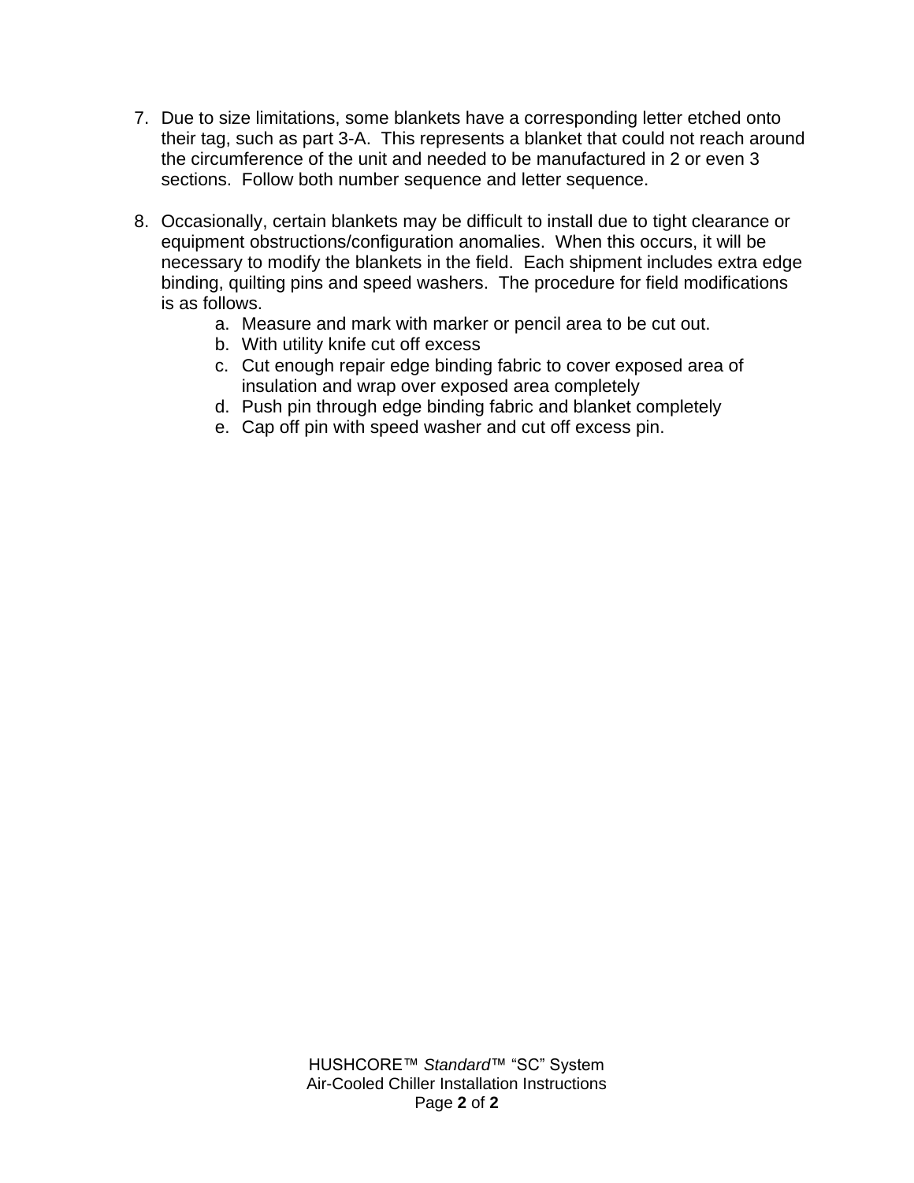7. Due to size limitations, some blankets have a corresponding letter etched onto their tag, such as part 3-A. This represents a blanket that could not reach around the circumference of the unit and needed to be manufactured in 2 or even 3 sections. Follow both number sequence and letter sequence.

8. Occasionally, certain blankets may be difficult to install due to tight clearance or equipment obstructions/configuration anomalies. When this occurs, it will be necessary to modify the blankets in the field. Each shipment includes extra edge binding, quilting pins and speed washers. The procedure for field modifications is as follows.
   a. Measure and mark with marker or pencil area to be cut out.
   b. With utility knife cut off excess
   c. Cut enough repair edge binding fabric to cover exposed area of insulation and wrap over exposed area completely
   d. Push pin through edge binding fabric and blanket completely
   e. Cap off pin with speed washer and cut off excess pin.